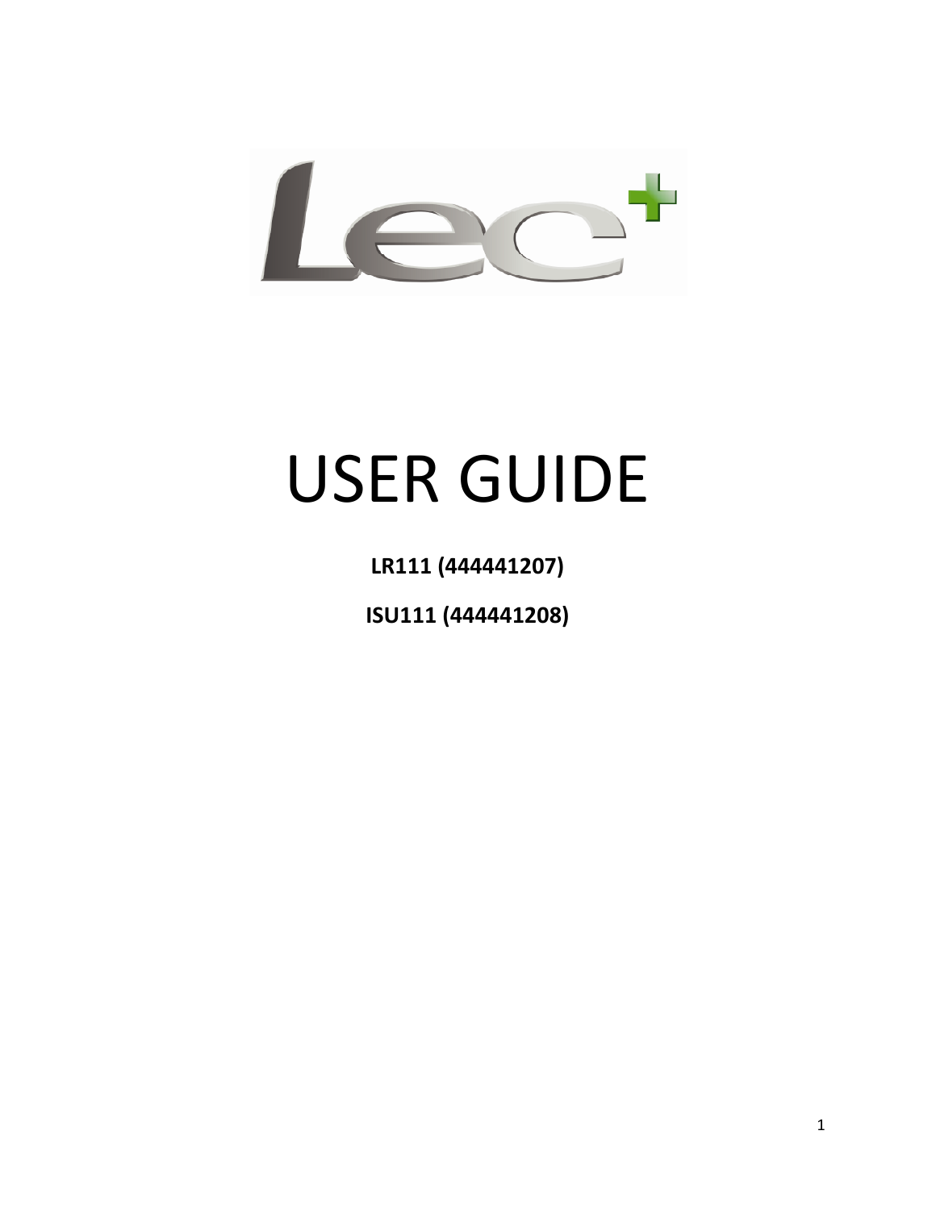# USER GUIDE

**LR111 (444441207)**

**ISU111 (444441208)**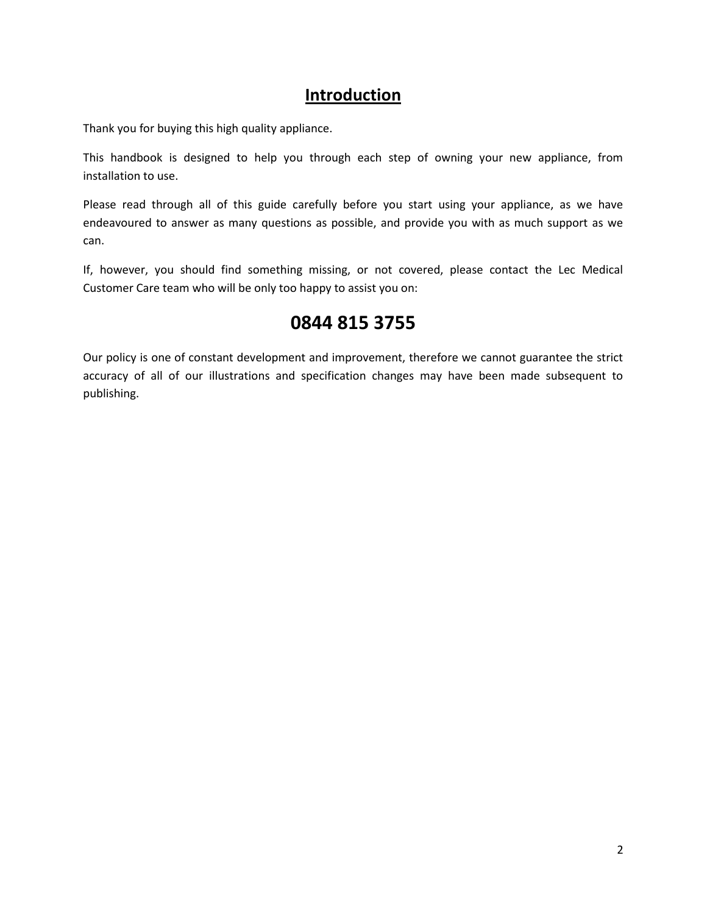# Introduction

Thank you for buying this high quality appliance.

This handbook is designed to help you through each step of owning your new appliance, from installation to use.

Please read through all of this guide carefully before you start using your appliance, as we have endeavoured to answer as many questions as possible, and provide you with as much support as we can.

If, however, you should find something missing, or not covered, please contact the Lec Medical Customer Care team who will be only too happy to assist you on:

## 0844 815 3755

Our policy is one of constant development and improvement, therefore we cannot guarantee the strict accuracy of all of our illustrations and specification changes may have been made subsequent to publishing.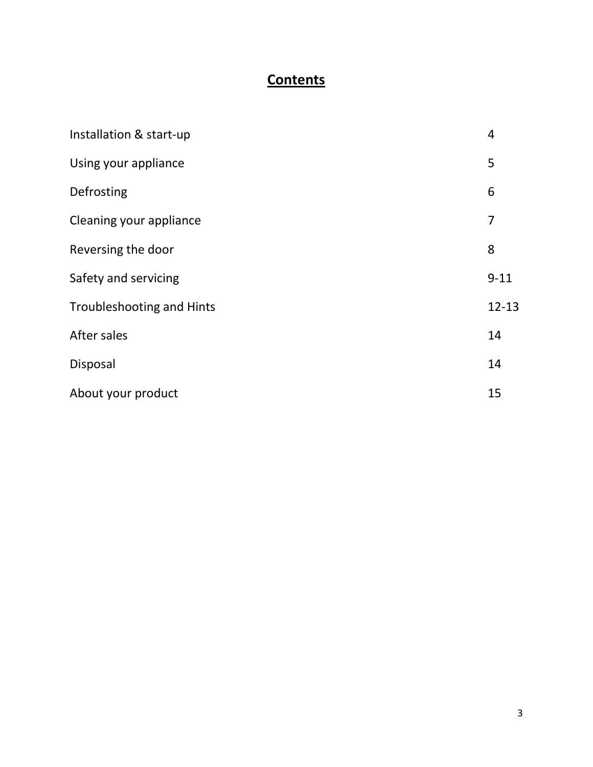# Contents

| | |
|---|---|
| Installation & start-up | 4 |
| Using your appliance | 5 |
| Defrosting | 6 |
| Cleaning your appliance | 7 |
| Reversing the door | 8 |
| Safety and servicing | 9-11 |
| Troubleshooting and Hints | 12-13 |
| After sales | 14 |
| Disposal | 14 |
| About your product | 15 |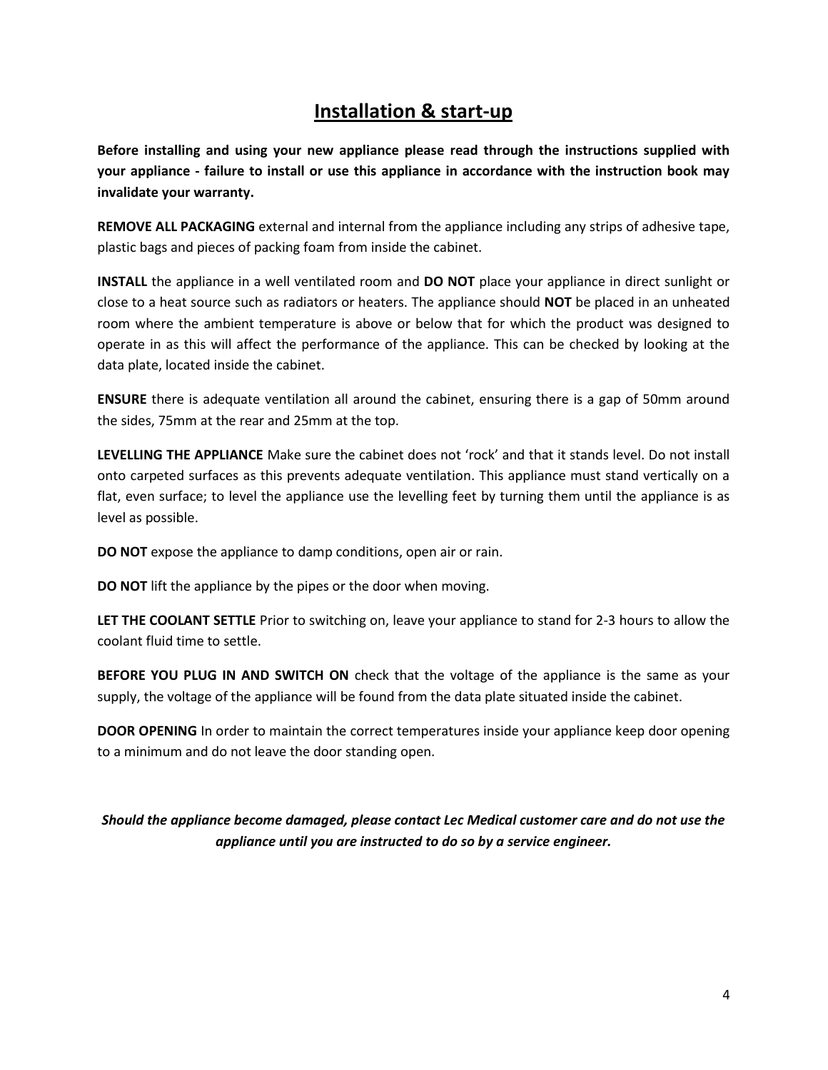## Installation & start-up

**Before installing and using your new appliance please read through the instructions supplied with your appliance - failure to install or use this appliance in accordance with the instruction book may invalidate your warranty.**

**REMOVE ALL PACKAGING** external and internal from the appliance including any strips of adhesive tape, plastic bags and pieces of packing foam from inside the cabinet.

**INSTALL** the appliance in a well ventilated room and **DO NOT** place your appliance in direct sunlight or close to a heat source such as radiators or heaters. The appliance should **NOT** be placed in an unheated room where the ambient temperature is above or below that for which the product was designed to operate in as this will affect the performance of the appliance. This can be checked by looking at the data plate, located inside the cabinet.

**ENSURE** there is adequate ventilation all around the cabinet, ensuring there is a gap of 50mm around the sides, 75mm at the rear and 25mm at the top.

**LEVELLING THE APPLIANCE** Make sure the cabinet does not 'rock' and that it stands level. Do not install onto carpeted surfaces as this prevents adequate ventilation. This appliance must stand vertically on a flat, even surface; to level the appliance use the levelling feet by turning them until the appliance is as level as possible.

**DO NOT** expose the appliance to damp conditions, open air or rain.

**DO NOT** lift the appliance by the pipes or the door when moving.

**LET THE COOLANT SETTLE** Prior to switching on, leave your appliance to stand for 2-3 hours to allow the coolant fluid time to settle.

**BEFORE YOU PLUG IN AND SWITCH ON** check that the voltage of the appliance is the same as your supply, the voltage of the appliance will be found from the data plate situated inside the cabinet.

**DOOR OPENING** In order to maintain the correct temperatures inside your appliance keep door opening to a minimum and do not leave the door standing open.

***Should the appliance become damaged, please contact Lec Medical customer care and do not use the appliance until you are instructed to do so by a service engineer.***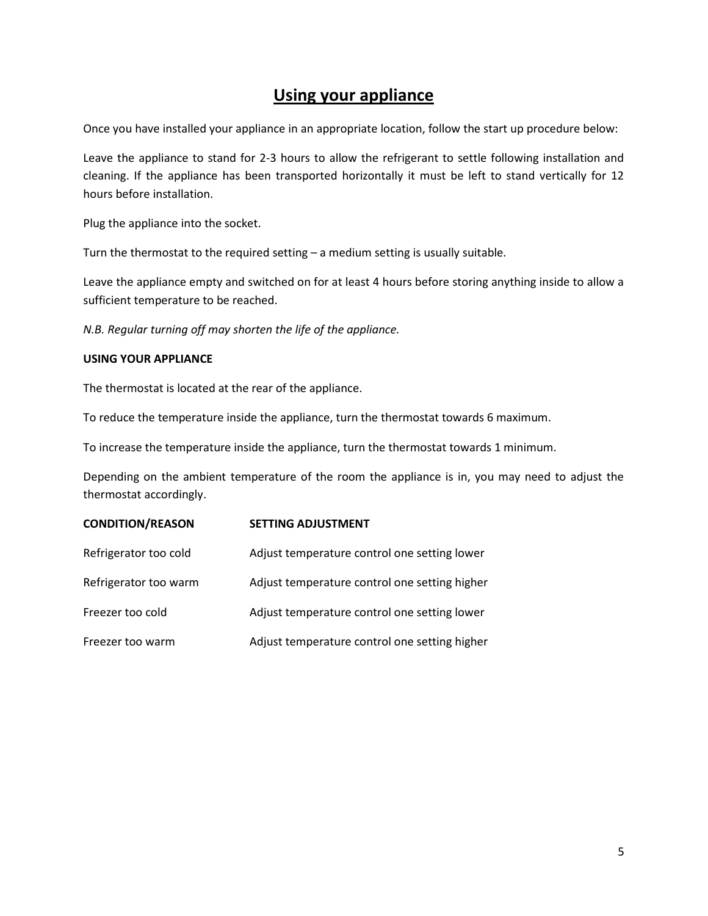# Using your appliance

Once you have installed your appliance in an appropriate location, follow the start up procedure below:

Leave the appliance to stand for 2-3 hours to allow the refrigerant to settle following installation and cleaning. If the appliance has been transported horizontally it must be left to stand vertically for 12 hours before installation.

Plug the appliance into the socket.

Turn the thermostat to the required setting – a medium setting is usually suitable.

Leave the appliance empty and switched on for at least 4 hours before storing anything inside to allow a sufficient temperature to be reached.

*N.B. Regular turning off may shorten the life of the appliance.*

**USING YOUR APPLIANCE**

The thermostat is located at the rear of the appliance.

To reduce the temperature inside the appliance, turn the thermostat towards 6 maximum.

To increase the temperature inside the appliance, turn the thermostat towards 1 minimum.

Depending on the ambient temperature of the room the appliance is in, you may need to adjust the thermostat accordingly.

| CONDITION/REASON | SETTING ADJUSTMENT |
|---|---|
| Refrigerator too cold | Adjust temperature control one setting lower |
| Refrigerator too warm | Adjust temperature control one setting higher |
| Freezer too cold | Adjust temperature control one setting lower |
| Freezer too warm | Adjust temperature control one setting higher |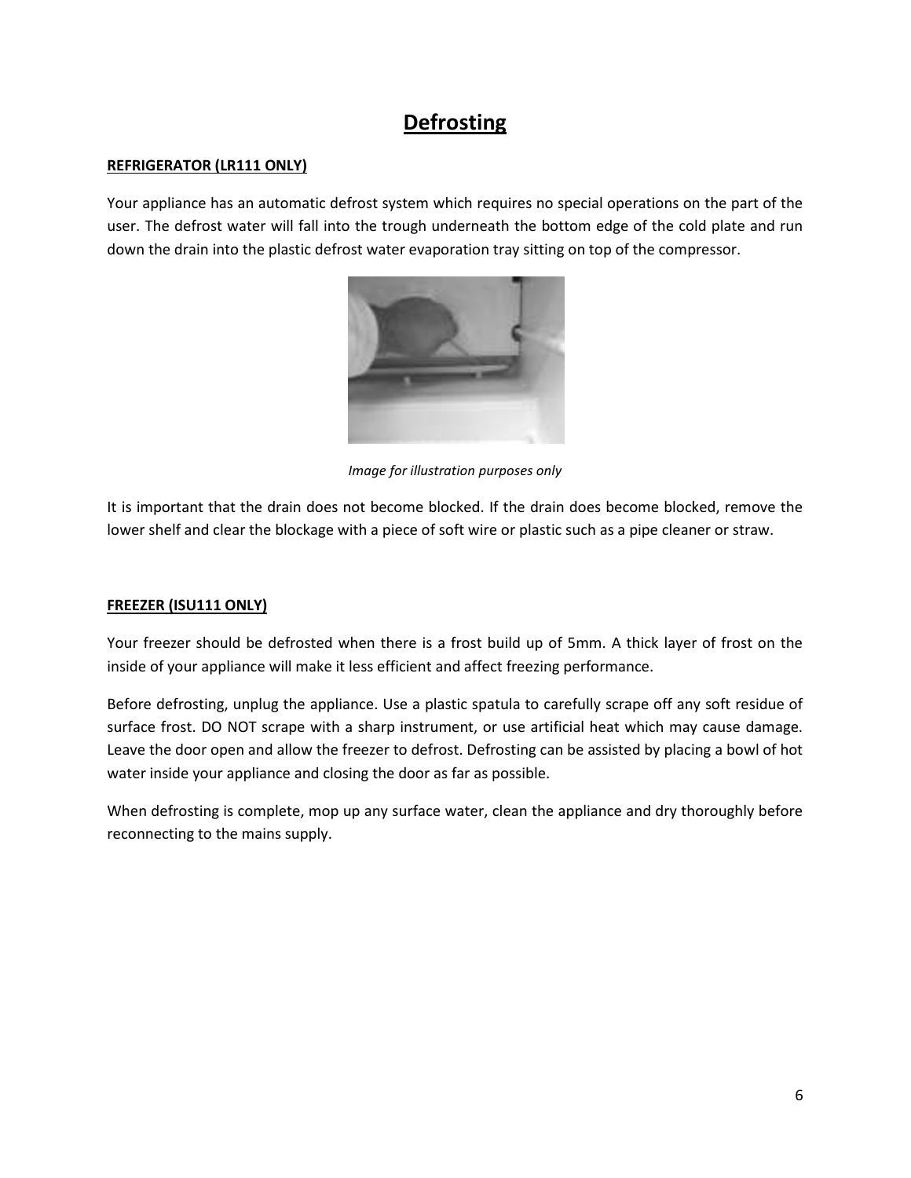# Defrosting

**REFRIGERATOR (LR111 ONLY)**

Your appliance has an automatic defrost system which requires no special operations on the part of the user. The defrost water will fall into the trough underneath the bottom edge of the cold plate and run down the drain into the plastic defrost water evaporation tray sitting on top of the compressor.

*Image for illustration purposes only*

It is important that the drain does not become blocked. If the drain does become blocked, remove the lower shelf and clear the blockage with a piece of soft wire or plastic such as a pipe cleaner or straw.

**FREEZER (ISU111 ONLY)**

Your freezer should be defrosted when there is a frost build up of 5mm. A thick layer of frost on the inside of your appliance will make it less efficient and affect freezing performance.

Before defrosting, unplug the appliance. Use a plastic spatula to carefully scrape off any soft residue of surface frost. DO NOT scrape with a sharp instrument, or use artificial heat which may cause damage. Leave the door open and allow the freezer to defrost. Defrosting can be assisted by placing a bowl of hot water inside your appliance and closing the door as far as possible.

When defrosting is complete, mop up any surface water, clean the appliance and dry thoroughly before reconnecting to the mains supply.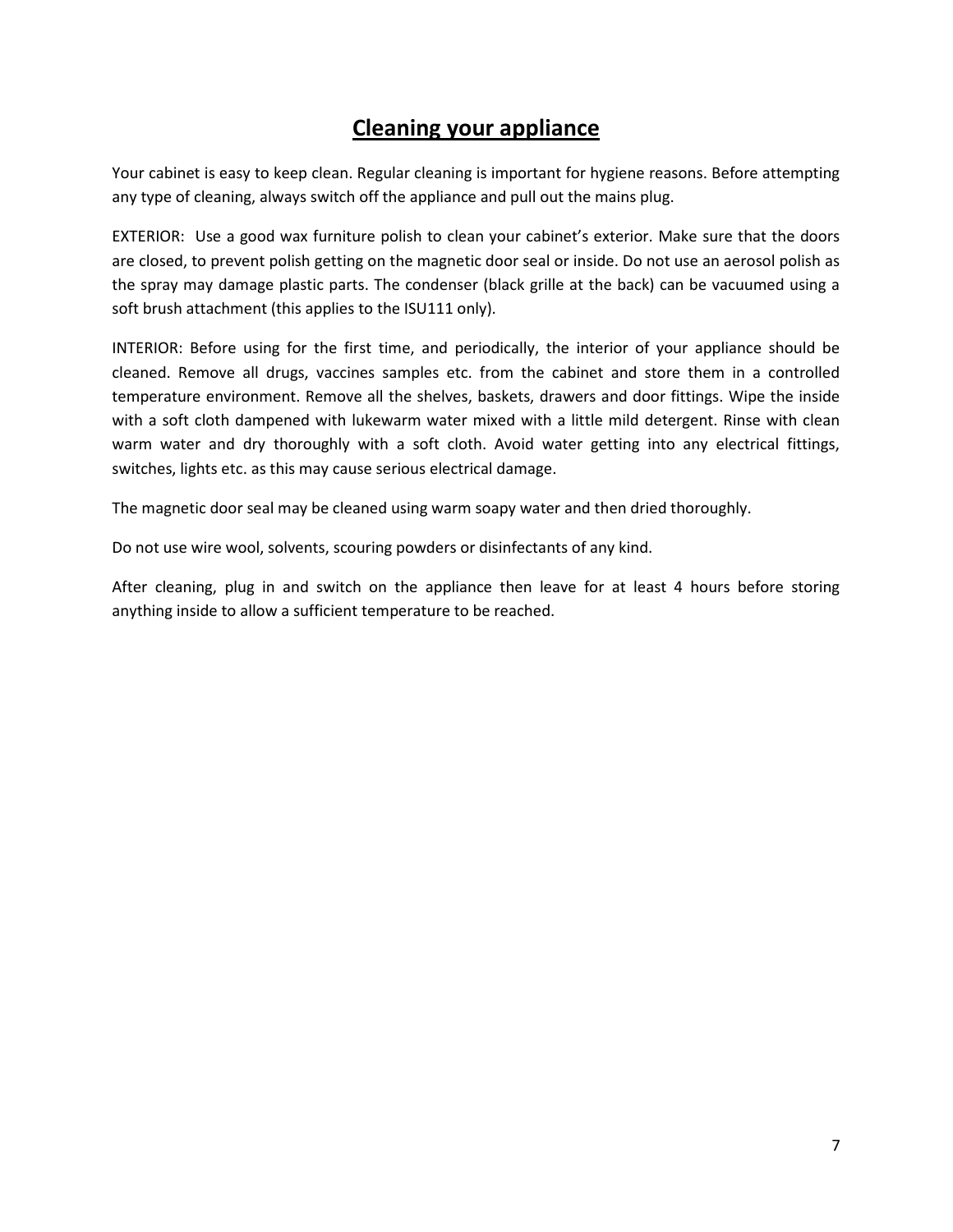# Cleaning your appliance

Your cabinet is easy to keep clean. Regular cleaning is important for hygiene reasons. Before attempting any type of cleaning, always switch off the appliance and pull out the mains plug.

EXTERIOR: Use a good wax furniture polish to clean your cabinet's exterior. Make sure that the doors are closed, to prevent polish getting on the magnetic door seal or inside. Do not use an aerosol polish as the spray may damage plastic parts. The condenser (black grille at the back) can be vacuumed using a soft brush attachment (this applies to the ISU111 only).

INTERIOR: Before using for the first time, and periodically, the interior of your appliance should be cleaned. Remove all drugs, vaccines samples etc. from the cabinet and store them in a controlled temperature environment. Remove all the shelves, baskets, drawers and door fittings. Wipe the inside with a soft cloth dampened with lukewarm water mixed with a little mild detergent. Rinse with clean warm water and dry thoroughly with a soft cloth. Avoid water getting into any electrical fittings, switches, lights etc. as this may cause serious electrical damage.

The magnetic door seal may be cleaned using warm soapy water and then dried thoroughly.

Do not use wire wool, solvents, scouring powders or disinfectants of any kind.

After cleaning, plug in and switch on the appliance then leave for at least 4 hours before storing anything inside to allow a sufficient temperature to be reached.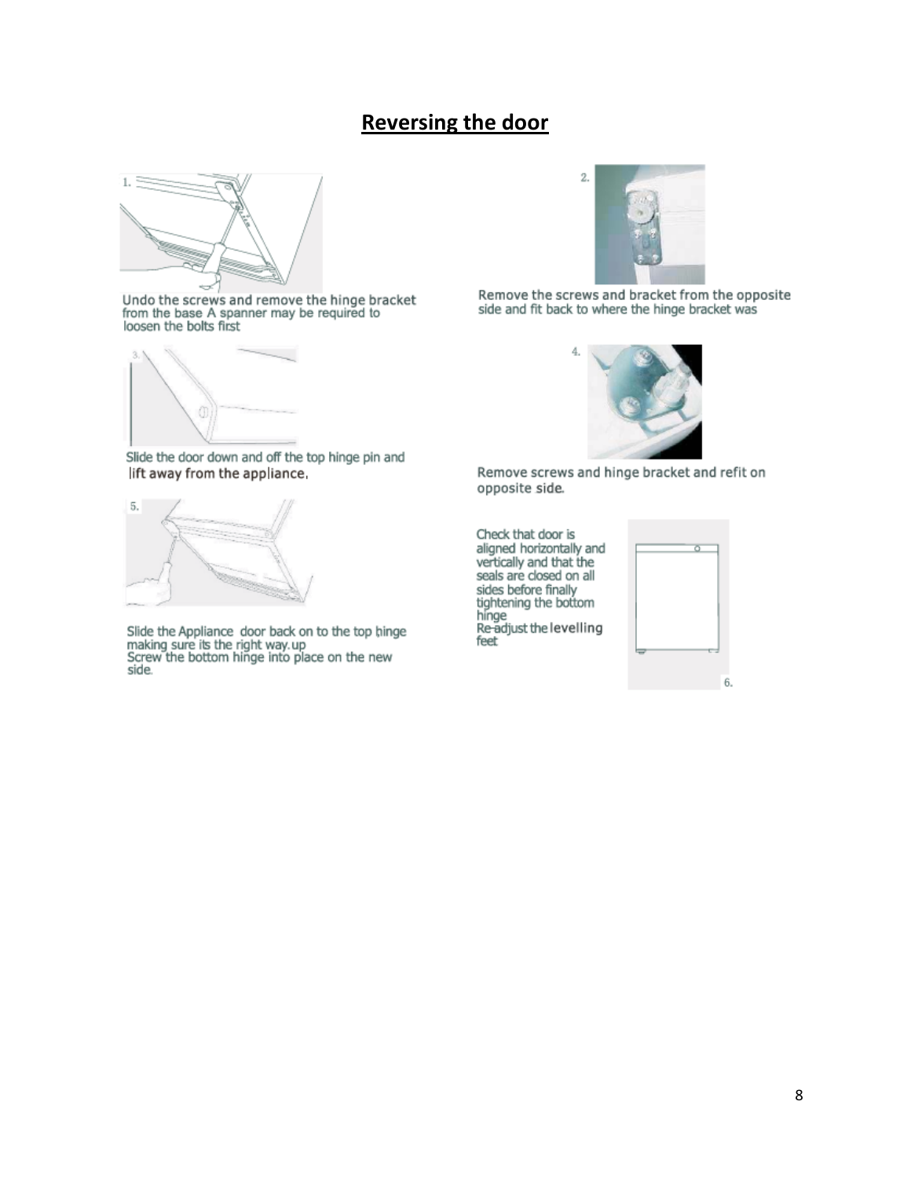# Reversing the door

1. Undo the screws and remove the hinge bracket from the base A spanner may be required to loosen the bolts first

2. Remove the screws and bracket from the opposite side and fit back to where the hinge bracket was

3. Slide the door down and off the top hinge pin and lift away from the appliance.

4. Remove screws and hinge bracket and refit on opposite side.

5. Slide the Appliance door back on to the top hinge making sure its the right way.up
Screw the bottom hinge into place on the new side.

6. Check that door is aligned horizontally and vertically and that the seals are closed on all sides before finally tightening the bottom hinge
Re-adjust the levelling feet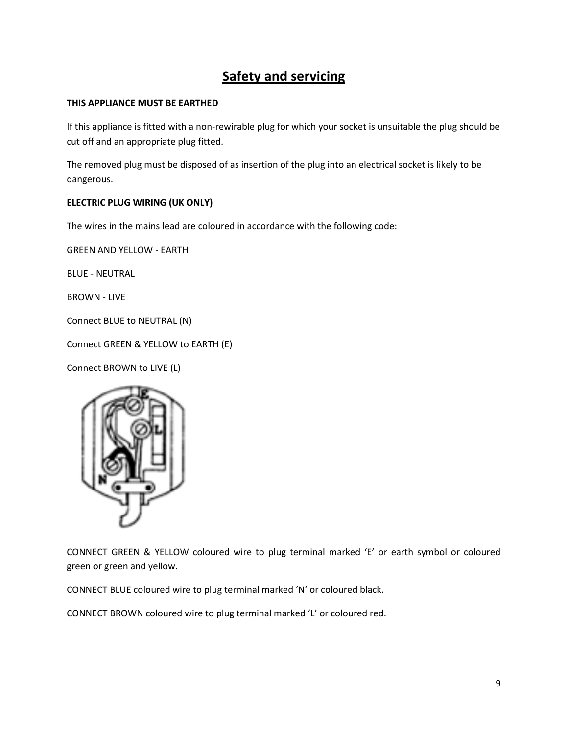# Safety and servicing

**THIS APPLIANCE MUST BE EARTHED**

If this appliance is fitted with a non-rewirable plug for which your socket is unsuitable the plug should be cut off and an appropriate plug fitted.

The removed plug must be disposed of as insertion of the plug into an electrical socket is likely to be dangerous.

**ELECTRIC PLUG WIRING (UK ONLY)**

The wires in the mains lead are coloured in accordance with the following code:

GREEN AND YELLOW - EARTH

BLUE - NEUTRAL

BROWN - LIVE

Connect BLUE to NEUTRAL (N)

Connect GREEN & YELLOW to EARTH (E)

Connect BROWN to LIVE (L)

CONNECT GREEN & YELLOW coloured wire to plug terminal marked 'E' or earth symbol or coloured green or green and yellow.

CONNECT BLUE coloured wire to plug terminal marked 'N' or coloured black.

CONNECT BROWN coloured wire to plug terminal marked 'L' or coloured red.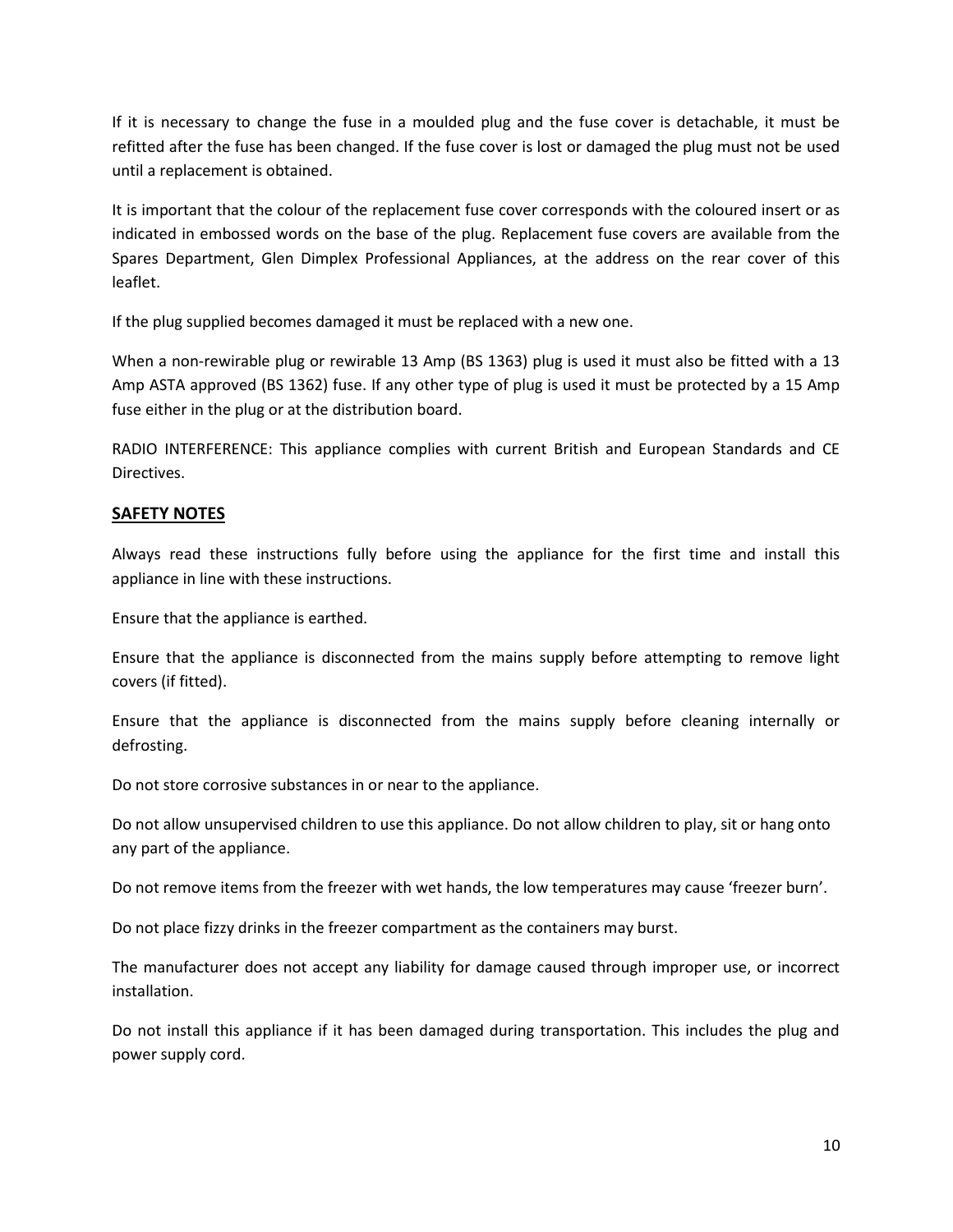If it is necessary to change the fuse in a moulded plug and the fuse cover is detachable, it must be refitted after the fuse has been changed. If the fuse cover is lost or damaged the plug must not be used until a replacement is obtained.

It is important that the colour of the replacement fuse cover corresponds with the coloured insert or as indicated in embossed words on the base of the plug. Replacement fuse covers are available from the Spares Department, Glen Dimplex Professional Appliances, at the address on the rear cover of this leaflet.

If the plug supplied becomes damaged it must be replaced with a new one.

When a non-rewirable plug or rewirable 13 Amp (BS 1363) plug is used it must also be fitted with a 13 Amp ASTA approved (BS 1362) fuse. If any other type of plug is used it must be protected by a 15 Amp fuse either in the plug or at the distribution board.

RADIO INTERFERENCE: This appliance complies with current British and European Standards and CE Directives.

## SAFETY NOTES

Always read these instructions fully before using the appliance for the first time and install this appliance in line with these instructions.

Ensure that the appliance is earthed.

Ensure that the appliance is disconnected from the mains supply before attempting to remove light covers (if fitted).

Ensure that the appliance is disconnected from the mains supply before cleaning internally or defrosting.

Do not store corrosive substances in or near to the appliance.

Do not allow unsupervised children to use this appliance. Do not allow children to play, sit or hang onto any part of the appliance.

Do not remove items from the freezer with wet hands, the low temperatures may cause 'freezer burn'.

Do not place fizzy drinks in the freezer compartment as the containers may burst.

The manufacturer does not accept any liability for damage caused through improper use, or incorrect installation.

Do not install this appliance if it has been damaged during transportation. This includes the plug and power supply cord.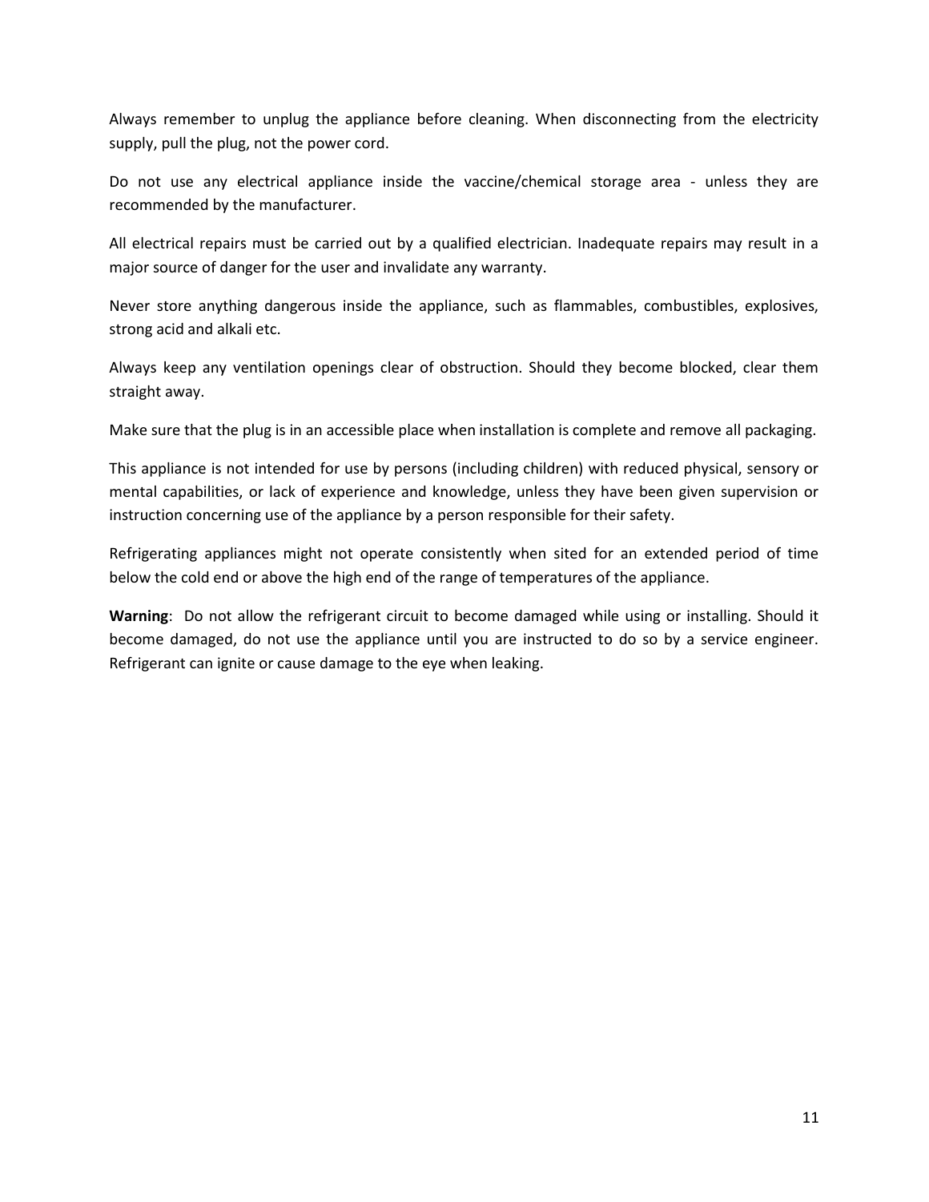Always remember to unplug the appliance before cleaning. When disconnecting from the electricity supply, pull the plug, not the power cord.

Do not use any electrical appliance inside the vaccine/chemical storage area - unless they are recommended by the manufacturer.

All electrical repairs must be carried out by a qualified electrician. Inadequate repairs may result in a major source of danger for the user and invalidate any warranty.

Never store anything dangerous inside the appliance, such as flammables, combustibles, explosives, strong acid and alkali etc.

Always keep any ventilation openings clear of obstruction. Should they become blocked, clear them straight away.

Make sure that the plug is in an accessible place when installation is complete and remove all packaging.

This appliance is not intended for use by persons (including children) with reduced physical, sensory or mental capabilities, or lack of experience and knowledge, unless they have been given supervision or instruction concerning use of the appliance by a person responsible for their safety.

Refrigerating appliances might not operate consistently when sited for an extended period of time below the cold end or above the high end of the range of temperatures of the appliance.

**Warning**: Do not allow the refrigerant circuit to become damaged while using or installing. Should it become damaged, do not use the appliance until you are instructed to do so by a service engineer. Refrigerant can ignite or cause damage to the eye when leaking.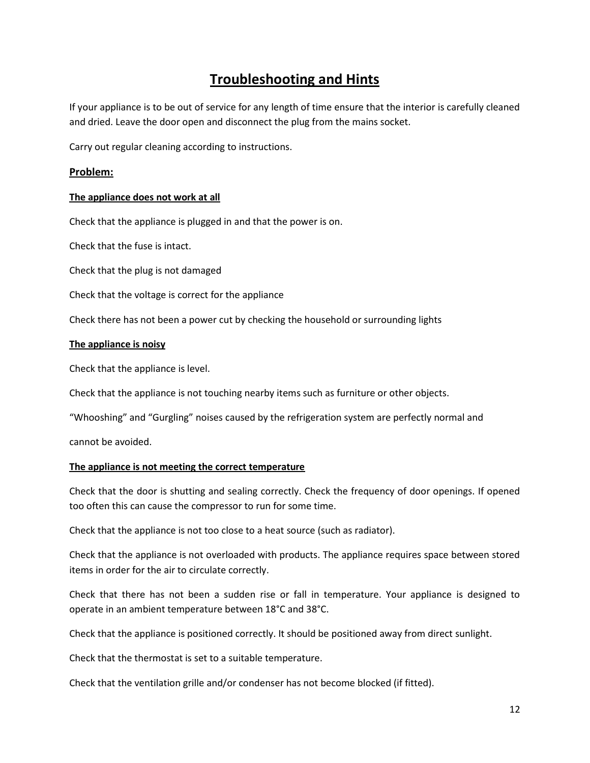# Troubleshooting and Hints

If your appliance is to be out of service for any length of time ensure that the interior is carefully cleaned and dried. Leave the door open and disconnect the plug from the mains socket.

Carry out regular cleaning according to instructions.

## Problem:

### The appliance does not work at all

Check that the appliance is plugged in and that the power is on.

Check that the fuse is intact.

Check that the plug is not damaged

Check that the voltage is correct for the appliance

Check there has not been a power cut by checking the household or surrounding lights

### The appliance is noisy

Check that the appliance is level.

Check that the appliance is not touching nearby items such as furniture or other objects.

“Whooshing” and “Gurgling” noises caused by the refrigeration system are perfectly normal and

cannot be avoided.

### The appliance is not meeting the correct temperature

Check that the door is shutting and sealing correctly. Check the frequency of door openings. If opened too often this can cause the compressor to run for some time.

Check that the appliance is not too close to a heat source (such as radiator).

Check that the appliance is not overloaded with products. The appliance requires space between stored items in order for the air to circulate correctly.

Check that there has not been a sudden rise or fall in temperature. Your appliance is designed to operate in an ambient temperature between 18°C and 38°C.

Check that the appliance is positioned correctly. It should be positioned away from direct sunlight.

Check that the thermostat is set to a suitable temperature.

Check that the ventilation grille and/or condenser has not become blocked (if fitted).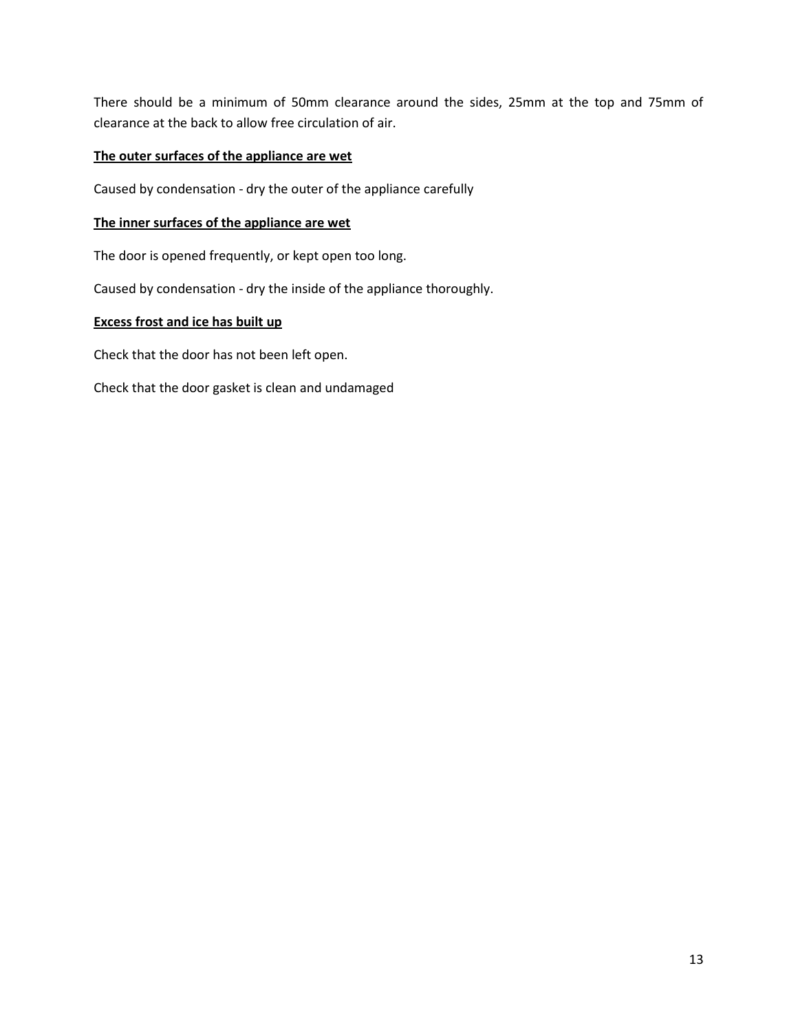There should be a minimum of 50mm clearance around the sides, 25mm at the top and 75mm of clearance at the back to allow free circulation of air.

**The outer surfaces of the appliance are wet**

Caused by condensation - dry the outer of the appliance carefully

**The inner surfaces of the appliance are wet**

The door is opened frequently, or kept open too long.

Caused by condensation - dry the inside of the appliance thoroughly.

**Excess frost and ice has built up**

Check that the door has not been left open.

Check that the door gasket is clean and undamaged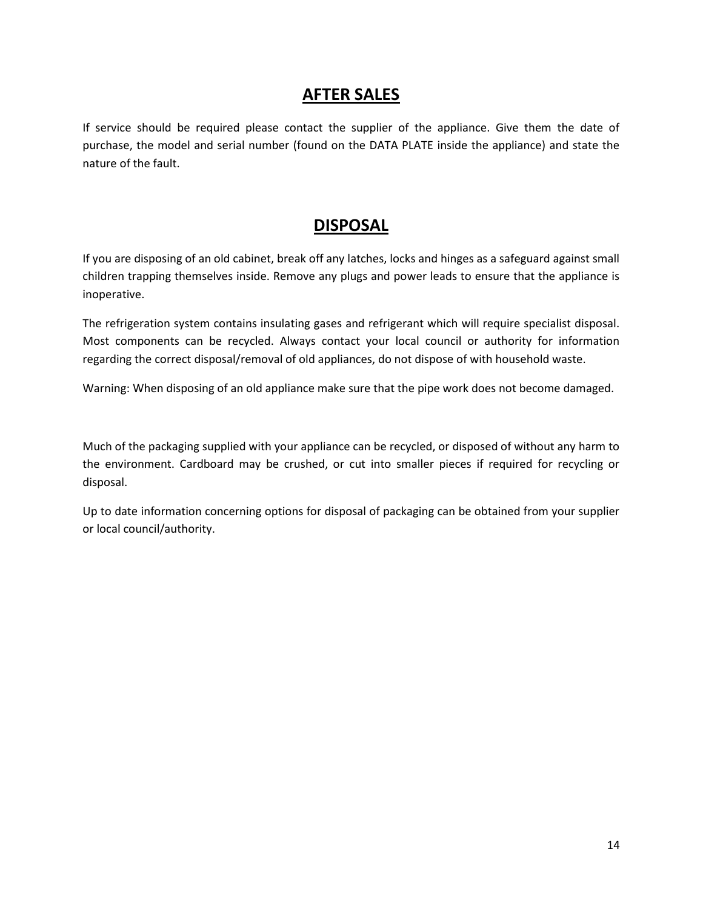## AFTER SALES

If service should be required please contact the supplier of the appliance. Give them the date of purchase, the model and serial number (found on the DATA PLATE inside the appliance) and state the nature of the fault.

## DISPOSAL

If you are disposing of an old cabinet, break off any latches, locks and hinges as a safeguard against small children trapping themselves inside. Remove any plugs and power leads to ensure that the appliance is inoperative.

The refrigeration system contains insulating gases and refrigerant which will require specialist disposal. Most components can be recycled. Always contact your local council or authority for information regarding the correct disposal/removal of old appliances, do not dispose of with household waste.

Warning: When disposing of an old appliance make sure that the pipe work does not become damaged.

Much of the packaging supplied with your appliance can be recycled, or disposed of without any harm to the environment. Cardboard may be crushed, or cut into smaller pieces if required for recycling or disposal.

Up to date information concerning options for disposal of packaging can be obtained from your supplier or local council/authority.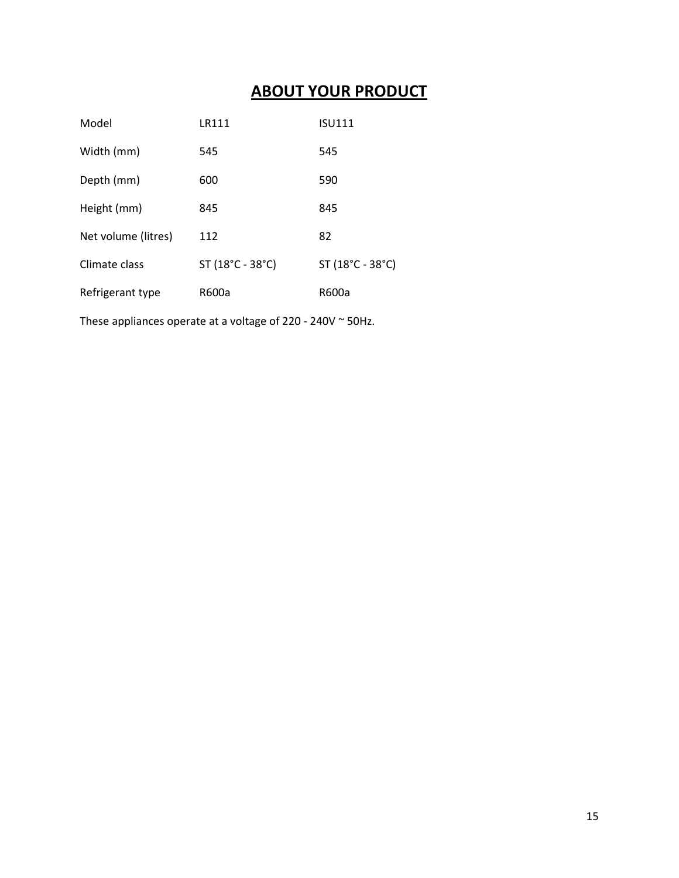# ABOUT YOUR PRODUCT

| Model | LR111 | ISU111 |
|---|---|---|
| Width (mm) | 545 | 545 |
| Depth (mm) | 600 | 590 |
| Height (mm) | 845 | 845 |
| Net volume (litres) | 112 | 82 |
| Climate class | ST (18°C - 38°C) | ST (18°C - 38°C) |
| Refrigerant type | R600a | R600a |

These appliances operate at a voltage of 220 - 240V ~ 50Hz.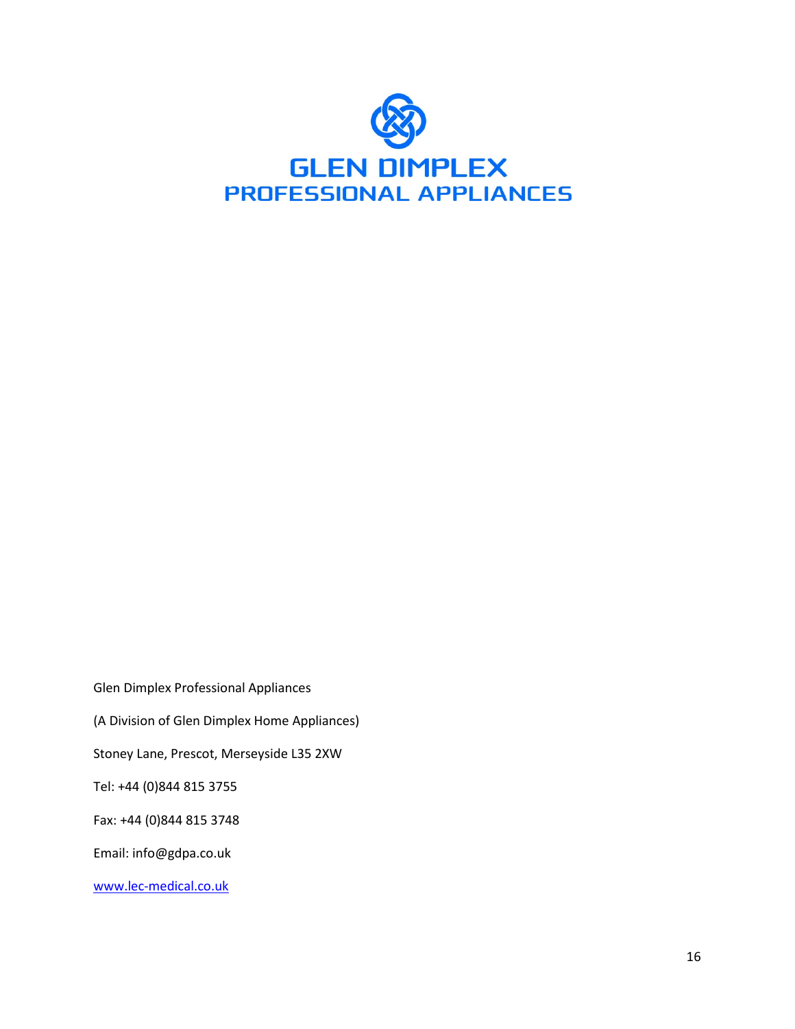# GLEN DIMPLEX
## PROFESSIONAL APPLIANCES

Glen Dimplex Professional Appliances

(A Division of Glen Dimplex Home Appliances)

Stoney Lane, Prescot, Merseyside L35 2XW

Tel: +44 (0)844 815 3755

Fax: +44 (0)844 815 3748

Email: info@gdpa.co.uk

www.lec-medical.co.uk